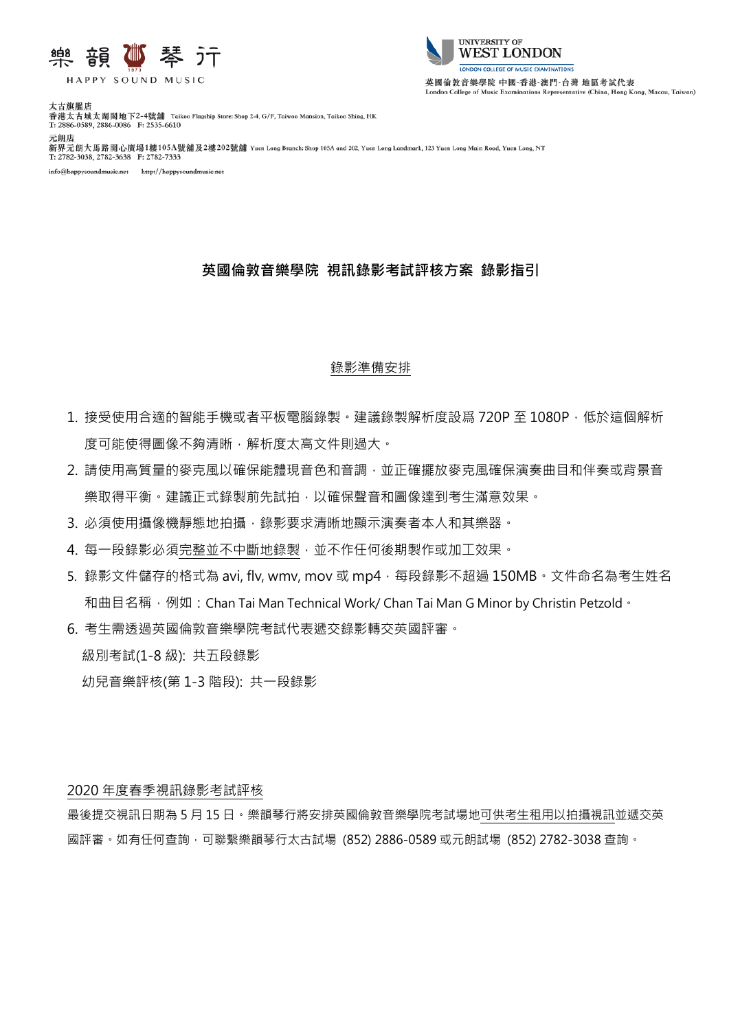樂韻琴行
HAPPY SOUND MUSIC

UNIVERSITY OF WEST LONDON
LONDON COLLEGE OF MUSIC EXAMINATIONS

英國倫敦音樂學院 中國-香港-澳門-台灣 地區考試代表
London College of Music Examinations Representative (China, Hong Kong, Macau, Taiwan)

太古旗艦店
香港太古城太湖閣地下2-4號舖 Taikoo Flagship Store: Shop 2-4, G/F, Taiwoo Mansion, Taikoo Shing, HK
T: 2886-0589, 2886-0086 F: 2535-6610

元朗店
新界元朗大馬路開心廣場1樓105A號舖及2樓202號舖 Yuen Long Branch: Shop 105A and 202, Yuen Long Landmark, 123 Yuen Long Main Road, Yuen Long, NT
T: 2782-3038, 2782-3638 F: 2782-7333

info@happysoundmusic.net http://happysoundmusic.net

## 英國倫敦音樂學院 視訊錄影考試評核方案 錄影指引

### 錄影準備安排

1. 接受使用合適的智能手機或者平板電腦錄製。建議錄製解析度設爲 720P 至 1080P，低於這個解析度可能使得圖像不夠清晰，解析度太高文件則過大。
2. 請使用高質量的麥克風以確保能體現音色和音調，並正確擺放麥克風確保演奏曲目和伴奏或背景音樂取得平衡。建議正式錄製前先試拍，以確保聲音和圖像達到考生滿意效果。
3. 必須使用攝像機靜態地拍攝，錄影要求清晰地顯示演奏者本人和其樂器。
4. 每一段錄影必須完整並不中斷地錄製，並不作任何後期製作或加工效果。
5. 錄影文件儲存的格式為 avi, flv, wmv, mov 或 mp4，每段錄影不超過 150MB。文件命名為考生姓名和曲目名稱，例如：Chan Tai Man Technical Work/ Chan Tai Man G Minor by Christin Petzold。
6. 考生需透過英國倫敦音樂學院考試代表遞交錄影轉交英國評審。

   級別考試(1-8 級): 共五段錄影

   幼兒音樂評核(第 1-3 階段): 共一段錄影

### 2020 年度春季視訊錄影考試評核

最後提交視訊日期為 5 月 15 日。樂韻琴行將安排英國倫敦音樂學院考試場地可供考生租用以拍攝視訊並遞交英國評審。如有任何查詢，可聯繫樂韻琴行太古試場 (852) 2886-0589 或元朗試場 (852) 2782-3038 查詢。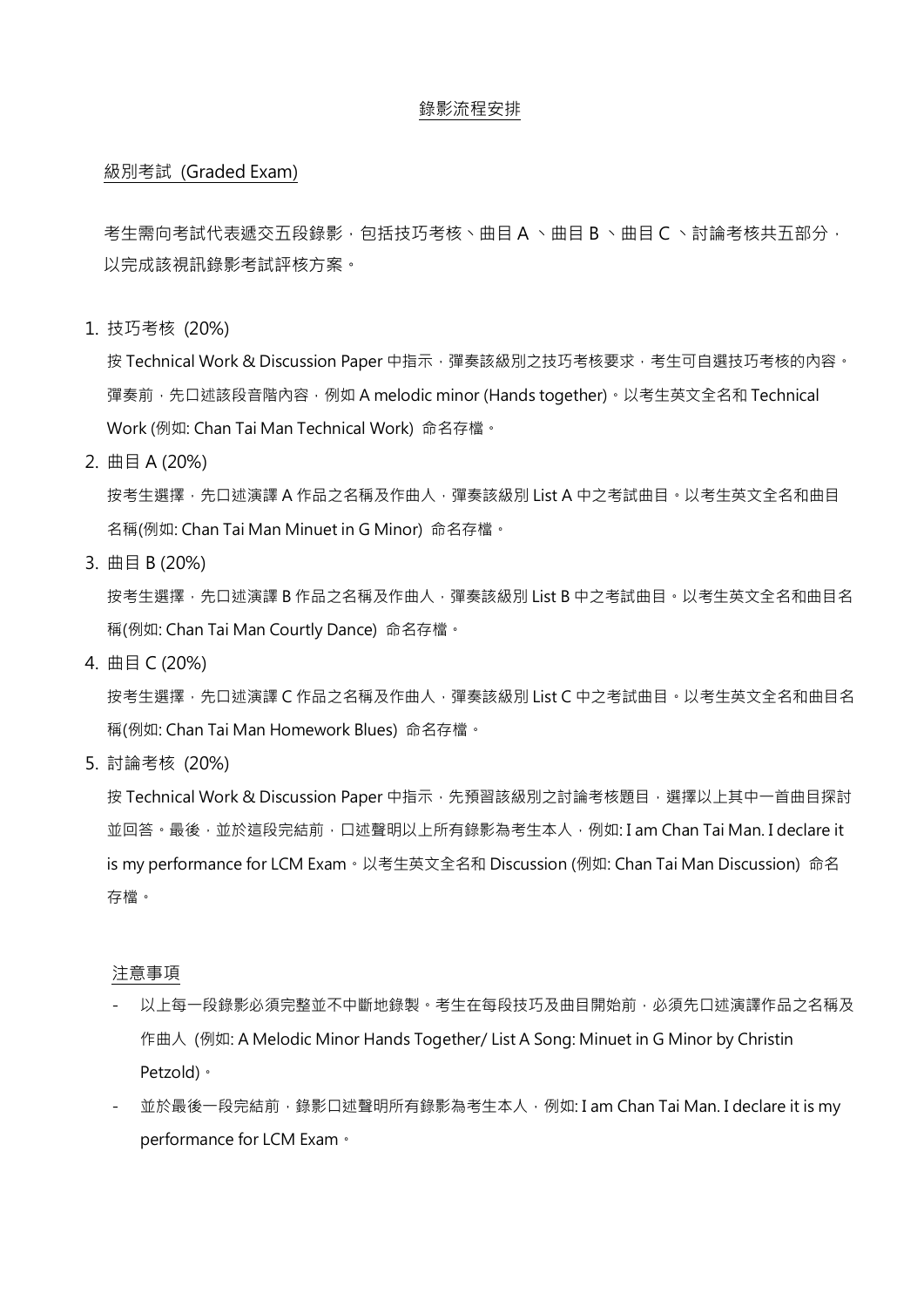## 錄影流程安排

### 級別考試 (Graded Exam)

考生需向考試代表遞交五段錄影，包括技巧考核、曲目 A 、曲目 B 、曲目 C 、討論考核共五部分，以完成該視訊錄影考試評核方案。

1. 技巧考核 (20%)

   按 Technical Work & Discussion Paper 中指示，彈奏該級別之技巧考核要求，考生可自選技巧考核的內容。彈奏前，先口述該段音階內容，例如 A melodic minor (Hands together)。以考生英文全名和 Technical Work (例如: Chan Tai Man Technical Work) 命名存檔。

2. 曲目 A (20%)

   按考生選擇，先口述演譯 A 作品之名稱及作曲人，彈奏該級別 List A 中之考試曲目。以考生英文全名和曲目名稱(例如: Chan Tai Man Minuet in G Minor) 命名存檔。

3. 曲目 B (20%)

   按考生選擇，先口述演譯 B 作品之名稱及作曲人，彈奏該級別 List B 中之考試曲目。以考生英文全名和曲目名稱(例如: Chan Tai Man Courtly Dance) 命名存檔。

4. 曲目 C (20%)

   按考生選擇，先口述演譯 C 作品之名稱及作曲人，彈奏該級別 List C 中之考試曲目。以考生英文全名和曲目名稱(例如: Chan Tai Man Homework Blues) 命名存檔。

5. 討論考核 (20%)

   按 Technical Work & Discussion Paper 中指示，先預習該級別之討論考核題目，選擇以上其中一首曲目探討並回答。最後，並於這段完結前，口述聲明以上所有錄影為考生本人，例如: I am Chan Tai Man. I declare it is my performance for LCM Exam。以考生英文全名和 Discussion (例如: Chan Tai Man Discussion) 命名存檔。

### 注意事項

- 以上每一段錄影必須完整並不中斷地錄製。考生在每段技巧及曲目開始前，必須先口述演譯作品之名稱及作曲人 (例如: A Melodic Minor Hands Together/ List A Song: Minuet in G Minor by Christin Petzold)。
- 並於最後一段完結前，錄影口述聲明所有錄影為考生本人，例如: I am Chan Tai Man. I declare it is my performance for LCM Exam。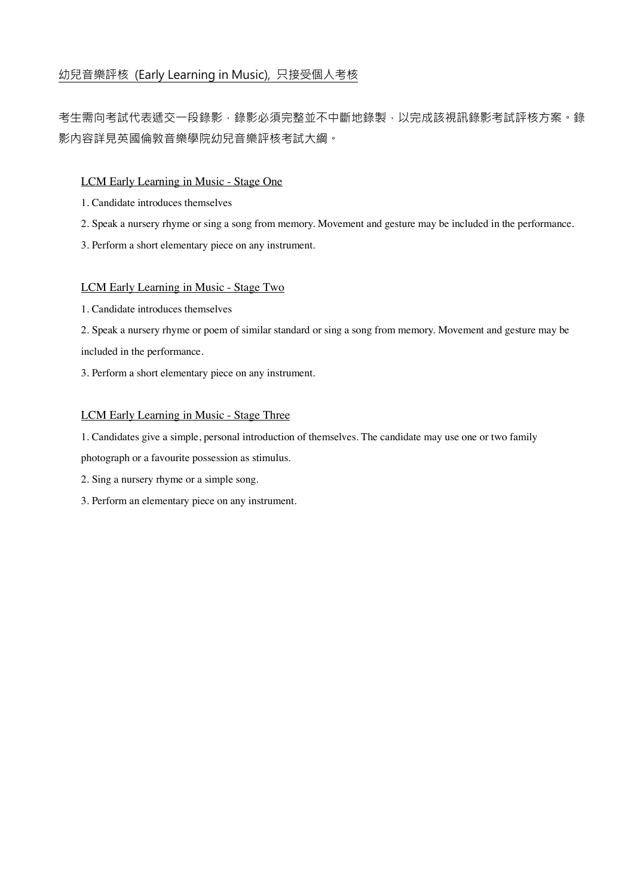## 幼兒音樂評核 (Early Learning in Music), 只接受個人考核

考生需向考試代表遞交一段錄影，錄影必須完整並不中斷地錄製，以完成該視訊錄影考試評核方案。錄影內容詳見英國倫敦音樂學院幼兒音樂評核考試大綱。

### LCM Early Learning in Music - Stage One

1. Candidate introduces themselves
2. Speak a nursery rhyme or sing a song from memory. Movement and gesture may be included in the performance.
3. Perform a short elementary piece on any instrument.

### LCM Early Learning in Music - Stage Two

1. Candidate introduces themselves
2. Speak a nursery rhyme or poem of similar standard or sing a song from memory. Movement and gesture may be included in the performance.
3. Perform a short elementary piece on any instrument.

### LCM Early Learning in Music - Stage Three

1. Candidates give a simple, personal introduction of themselves. The candidate may use one or two family photograph or a favourite possession as stimulus.
2. Sing a nursery rhyme or a simple song.
3. Perform an elementary piece on any instrument.